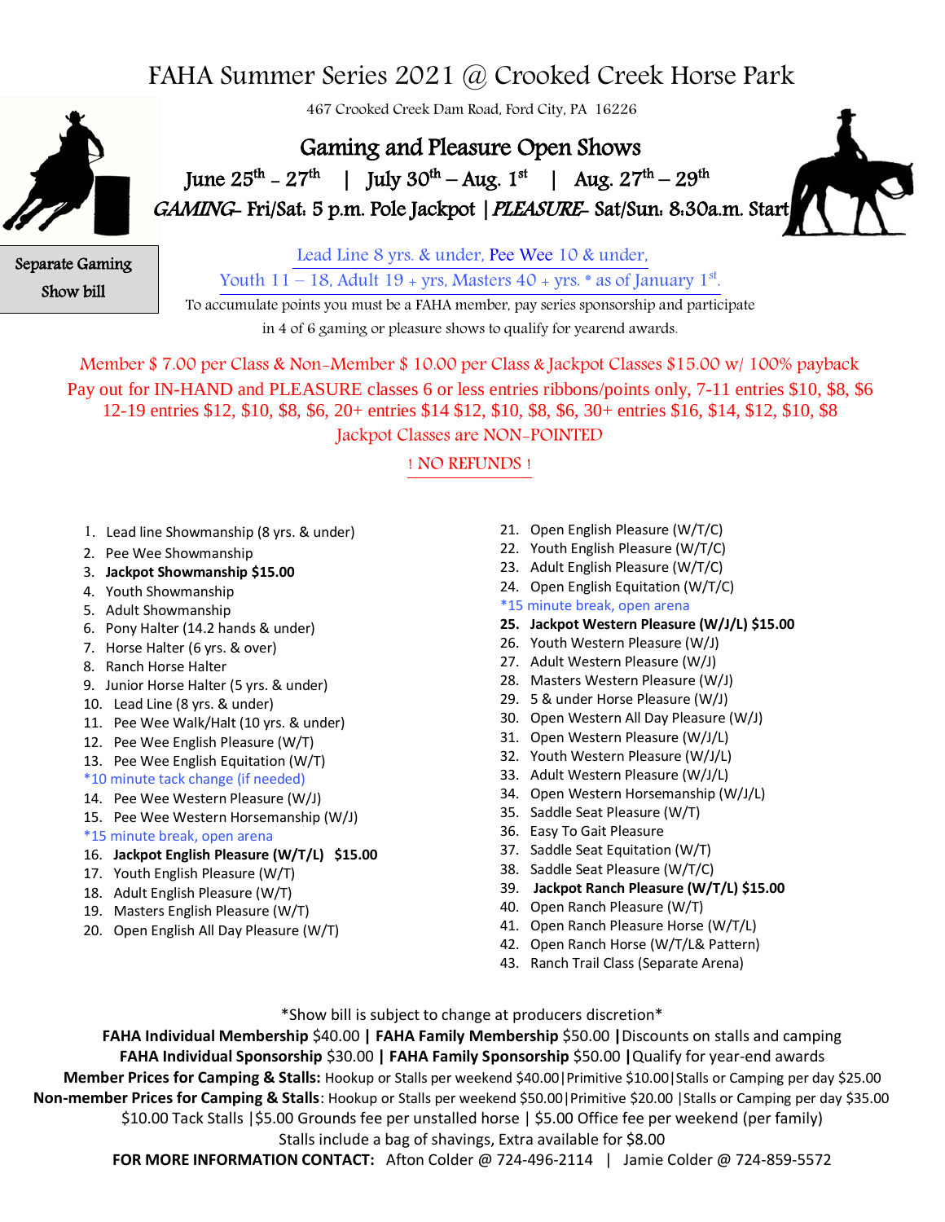# FAHA Summer Series 2021 @ Crooked Creek Horse Park

467 Crooked Creek Dam Road, Ford City, PA 16226

## Gaming and Pleasure Open Shows

June 25th – 27th | July 30th – Aug. 1st | Aug. 27th – 29th

*GAMING*- Fri/Sat: 5 p.m. Pole Jackpot | *PLEASURE*- Sat/Sun: 8:30a.m. Start

Separate Gaming Show bill

Lead Line 8 yrs. & under, Pee Wee 10 & under,
Youth 11 – 18, Adult 19 + yrs, Masters 40 + yrs. * as of January 1st.

To accumulate points you must be a FAHA member, pay series sponsorship and participate in 4 of 6 gaming or pleasure shows to qualify for yearend awards.

Member $ 7.00 per Class & Non-Member $ 10.00 per Class & Jackpot Classes $15.00 w/ 100% payback

Pay out for IN-HAND and PLEASURE classes 6 or less entries ribbons/points only, 7-11 entries $10, $8, $6 12-19 entries $12, $10, $8, $6, 20+ entries $14 $12, $10, $8, $6, 30+ entries $16, $14, $12, $10, $8

Jackpot Classes are NON-POINTED

! NO REFUNDS !

1. Lead line Showmanship (8 yrs. & under)
2. Pee Wee Showmanship
3. **Jackpot Showmanship $15.00**
4. Youth Showmanship
5. Adult Showmanship
6. Pony Halter (14.2 hands & under)
7. Horse Halter (6 yrs. & over)
8. Ranch Horse Halter
9. Junior Horse Halter (5 yrs. & under)
10. Lead Line (8 yrs. & under)
11. Pee Wee Walk/Halt (10 yrs. & under)
12. Pee Wee English Pleasure (W/T)
13. Pee Wee English Equitation (W/T)

*10 minute tack change (if needed)

14. Pee Wee Western Pleasure (W/J)
15. Pee Wee Western Horsemanship (W/J)

*15 minute break, open arena

16. **Jackpot English Pleasure (W/T/L) $15.00**
17. Youth English Pleasure (W/T)
18. Adult English Pleasure (W/T)
19. Masters English Pleasure (W/T)
20. Open English All Day Pleasure (W/T)
21. Open English Pleasure (W/T/C)
22. Youth English Pleasure (W/T/C)
23. Adult English Pleasure (W/T/C)
24. Open English Equitation (W/T/C)

*15 minute break, open arena

25. **Jackpot Western Pleasure (W/J/L) $15.00**
26. Youth Western Pleasure (W/J)
27. Adult Western Pleasure (W/J)
28. Masters Western Pleasure (W/J)
29. 5 & under Horse Pleasure (W/J)
30. Open Western All Day Pleasure (W/J)
31. Open Western Pleasure (W/J/L)
32. Youth Western Pleasure (W/J/L)
33. Adult Western Pleasure (W/J/L)
34. Open Western Horsemanship (W/J/L)
35. Saddle Seat Pleasure (W/T)
36. Easy To Gait Pleasure
37. Saddle Seat Equitation (W/T)
38. Saddle Seat Pleasure (W/T/C)
39. **Jackpot Ranch Pleasure (W/T/L) $15.00**
40. Open Ranch Pleasure (W/T)
41. Open Ranch Pleasure Horse (W/T/L)
42. Open Ranch Horse (W/T/L& Pattern)
43. Ranch Trail Class (Separate Arena)

*Show bill is subject to change at producers discretion*

**FAHA Individual Membership** $40.00 **| FAHA Family Membership** $50.00 **|** Discounts on stalls and camping

**FAHA Individual Sponsorship** $30.00 **| FAHA Family Sponsorship** $50.00 **|** Qualify for year-end awards

**Member Prices for Camping & Stalls:** Hookup or Stalls per weekend $40.00|Primitive $10.00|Stalls or Camping per day $25.00

**Non-member Prices for Camping & Stalls**: Hookup or Stalls per weekend $50.00|Primitive $20.00 |Stalls or Camping per day $35.00

$10.00 Tack Stalls |$5.00 Grounds fee per unstalled horse | $5.00 Office fee per weekend (per family)

Stalls include a bag of shavings, Extra available for $8.00

**FOR MORE INFORMATION CONTACT:** Afton Colder @ 724-496-2114 | Jamie Colder @ 724-859-5572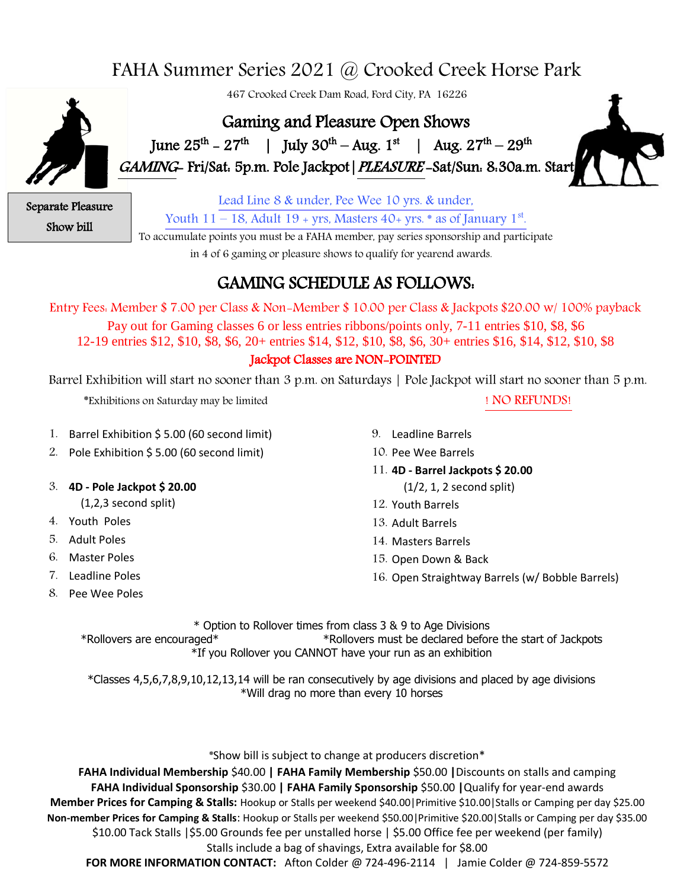# FAHA Summer Series 2021 @ Crooked Creek Horse Park

467 Crooked Creek Dam Road, Ford City, PA 16226

## Gaming and Pleasure Open Shows

June 25th – 27th | July 30th – Aug. 1st | Aug. 27th – 29th

*GAMING*- Fri/Sat: 5p.m. Pole Jackpot | *PLEASURE* -Sat/Sun: 8:30a.m. Start

Separate Pleasure Show bill

Lead Line 8 & under, Pee Wee 10 yrs. & under,
Youth 11 – 18, Adult 19 + yrs, Masters 40+ yrs. * as of January 1st.

To accumulate points you must be a FAHA member, pay series sponsorship and participate in 4 of 6 gaming or pleasure shows to qualify for yearend awards.

## GAMING SCHEDULE AS FOLLOWS:

Entry Fees: Member $ 7.00 per Class & Non-Member $ 10.00 per Class & Jackpots $20.00 w/ 100% payback

Pay out for Gaming classes 6 or less entries ribbons/points only, 7-11 entries $10, $8, $6
12-19 entries $12, $10, $8, $6, 20+ entries $14, $12, $10, $8, $6, 30+ entries $16, $14, $12, $10, $8

Jackpot Classes are NON-POINTED

Barrel Exhibition will start no sooner than 3 p.m. on Saturdays | Pole Jackpot will start no sooner than 5 p.m.

*Exhibitions on Saturday may be limited

! NO REFUNDS!

1. Barrel Exhibition $ 5.00 (60 second limit)
2. Pole Exhibition $ 5.00 (60 second limit)
3. **4D - Pole Jackpot $ 20.00** (1,2,3 second split)
4. Youth Poles
5. Adult Poles
6. Master Poles
7. Leadline Poles
8. Pee Wee Poles
9. Leadline Barrels
10. Pee Wee Barrels
11. **4D - Barrel Jackpots $ 20.00** (1/2, 1, 2 second split)
12. Youth Barrels
13. Adult Barrels
14. Masters Barrels
15. Open Down & Back
16. Open Straightway Barrels (w/ Bobble Barrels)

\* Option to Rollover times from class 3 & 9 to Age Divisions
*Rollovers are encouraged* *Rollovers must be declared before the start of Jackpots
*If you Rollover you CANNOT have your run as an exhibition

*Classes 4,5,6,7,8,9,10,12,13,14 will be ran consecutively by age divisions and placed by age divisions
*Will drag no more than every 10 horses

*Show bill is subject to change at producers discretion*

**FAHA Individual Membership** $40.00 **|** **FAHA Family Membership** $50.00 **|** Discounts on stalls and camping
**FAHA Individual Sponsorship** $30.00 **|** **FAHA Family Sponsorship** $50.00 **|** Qualify for year-end awards
**Member Prices for Camping & Stalls:** Hookup or Stalls per weekend $40.00|Primitive $10.00|Stalls or Camping per day $25.00
**Non-member Prices for Camping & Stalls**: Hookup or Stalls per weekend $50.00|Primitive $20.00|Stalls or Camping per day $35.00
$10.00 Tack Stalls |$5.00 Grounds fee per unstalled horse | $5.00 Office fee per weekend (per family)
Stalls include a bag of shavings, Extra available for $8.00

**FOR MORE INFORMATION CONTACT:** Afton Colder @ 724-496-2114 | Jamie Colder @ 724-859-5572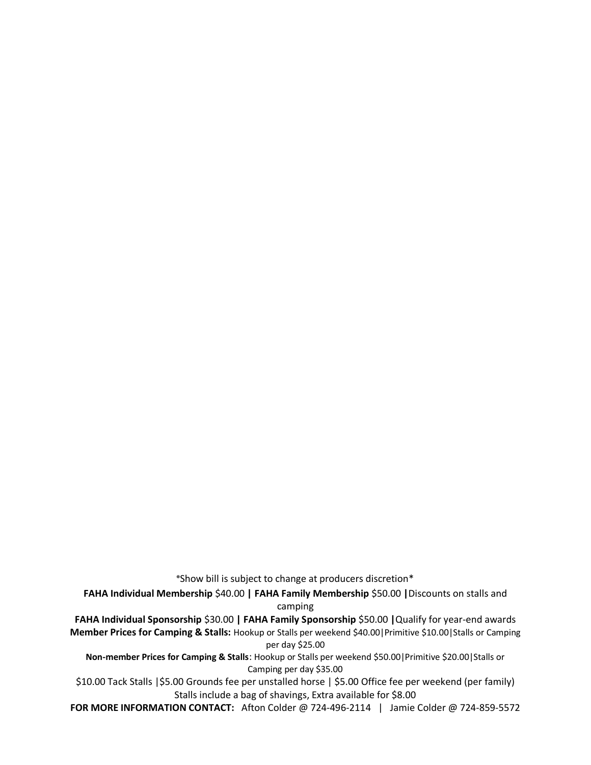*Show bill is subject to change at producers discretion*

**FAHA Individual Membership** $40.00 **|** **FAHA Family Membership** $50.00 **|** Discounts on stalls and camping

**FAHA Individual Sponsorship** $30.00 **|** **FAHA Family Sponsorship** $50.00 **|** Qualify for year-end awards

**Member Prices for Camping & Stalls:** Hookup or Stalls per weekend $40.00|Primitive $10.00|Stalls or Camping per day $25.00

**Non-member Prices for Camping & Stalls**: Hookup or Stalls per weekend $50.00|Primitive $20.00|Stalls or Camping per day $35.00

$10.00 Tack Stalls |$5.00 Grounds fee per unstalled horse | $5.00 Office fee per weekend (per family)

Stalls include a bag of shavings, Extra available for $8.00

**FOR MORE INFORMATION CONTACT:** Afton Colder @ 724-496-2114 | Jamie Colder @ 724-859-5572